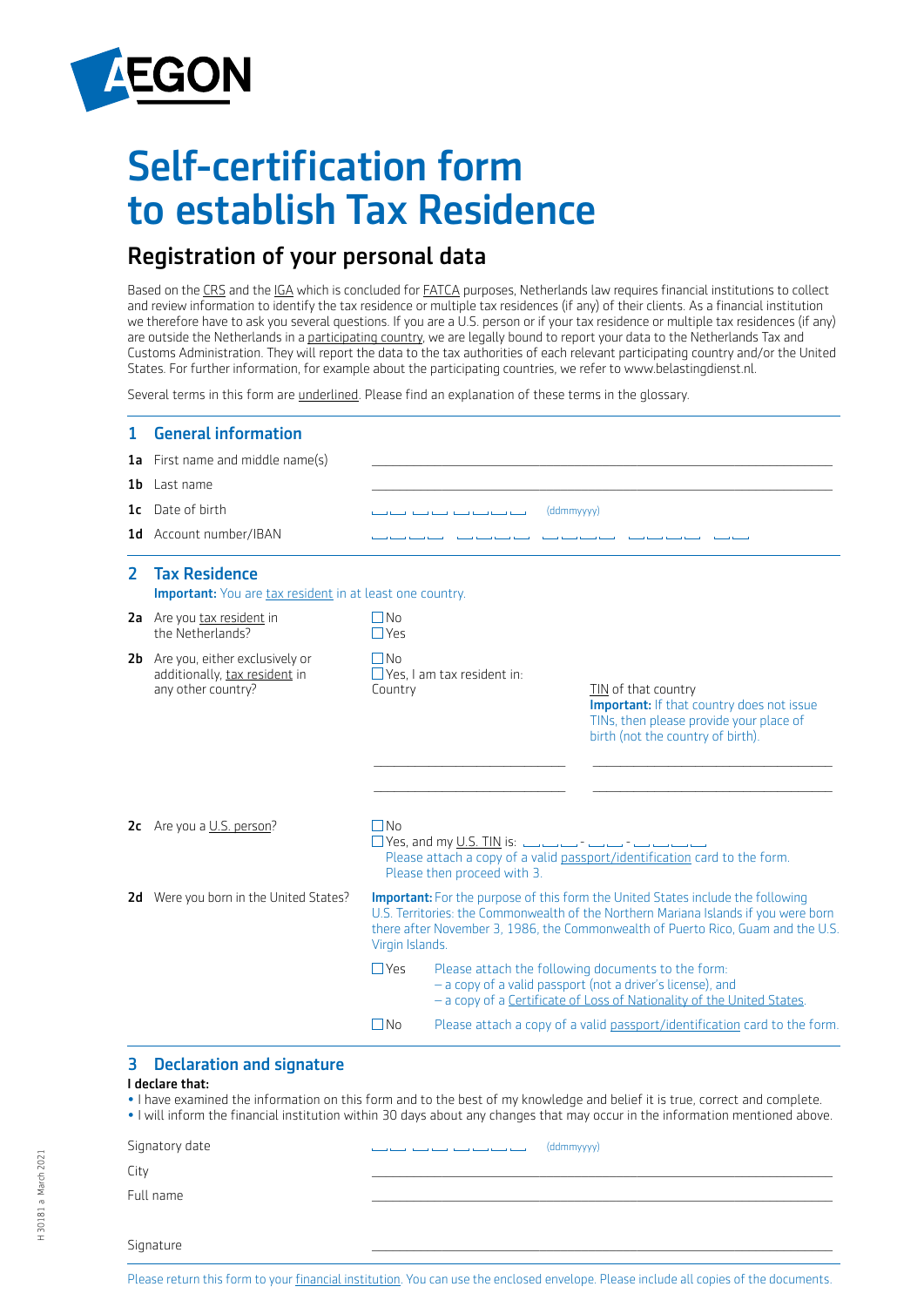AEGON

# Self-certification form to establish Tax Residence

## Registration of your personal data

Based on the CRS and the IGA which is concluded for FATCA purposes, Netherlands law requires financial institutions to collect and review information to identify the tax residence or multiple tax residences (if any) of their clients. As a financial institution we therefore have to ask you several questions. If you are a U.S. person or if your tax residence or multiple tax residences (if any) are outside the Netherlands in a participating country, we are legally bound to report your data to the Netherlands Tax and Customs Administration. They will report the data to the tax authorities of each relevant participating country and/or the United States. For further information, for example about the participating countries, we refer to www.belastingdienst.nl.

Several terms in this form are underlined. Please find an explanation of these terms in the glossary.

### 1 General information

**1a** First name and middle name(s) ______________________________

**1b** Last name ______________________________

**1c** Date of birth __ __ __ __ __ __ __ __ (ddmmyyyy)

**1d** Account number/IBAN __ __ __ __ __ __ __ __ __ __ __ __ __ __ __ __ __ __

### 2 Tax Residence

**Important:** You are tax resident in at least one country.

**2a** Are you tax resident in the Netherlands?

☐ No
☐ Yes

**2b** Are you, either exclusively or additionally, tax resident in any other country?

☐ No
☐ Yes, I am tax resident in:

| Country | TIN of that country **Important:** If that country does not issue TINs, then please provide your place of birth (not the country of birth). |
|---|---|
| | |
| | |

**2c** Are you a U.S. person?

☐ No
☐ Yes, and my U.S. TIN is: __ __ __ - __ __ - __ __ __ __
Please attach a copy of a valid passport/identification card to the form. Please then proceed with 3.

**2d** Were you born in the United States?

**Important:** For the purpose of this form the United States include the following U.S. Territories: the Commonwealth of the Northern Mariana Islands if you were born there after November 3, 1986, the Commonwealth of Puerto Rico, Guam and the U.S. Virgin Islands.

☐ Yes — Please attach the following documents to the form:
- a copy of a valid passport (not a driver's license), and
- a copy of a Certificate of Loss of Nationality of the United States.

☐ No — Please attach a copy of a valid passport/identification card to the form.

### 3 Declaration and signature

**I declare that:**

- I have examined the information on this form and to the best of my knowledge and belief it is true, correct and complete.
- I will inform the financial institution within 30 days about any changes that may occur in the information mentioned above.

Signatory date __ __ __ __ __ __ __ __ (ddmmyyyy)

City ______________________________

Full name ______________________________

Signature ______________________________

Please return this form to your financial institution. You can use the enclosed envelope. Please include all copies of the documents.

H 30181 a March 2021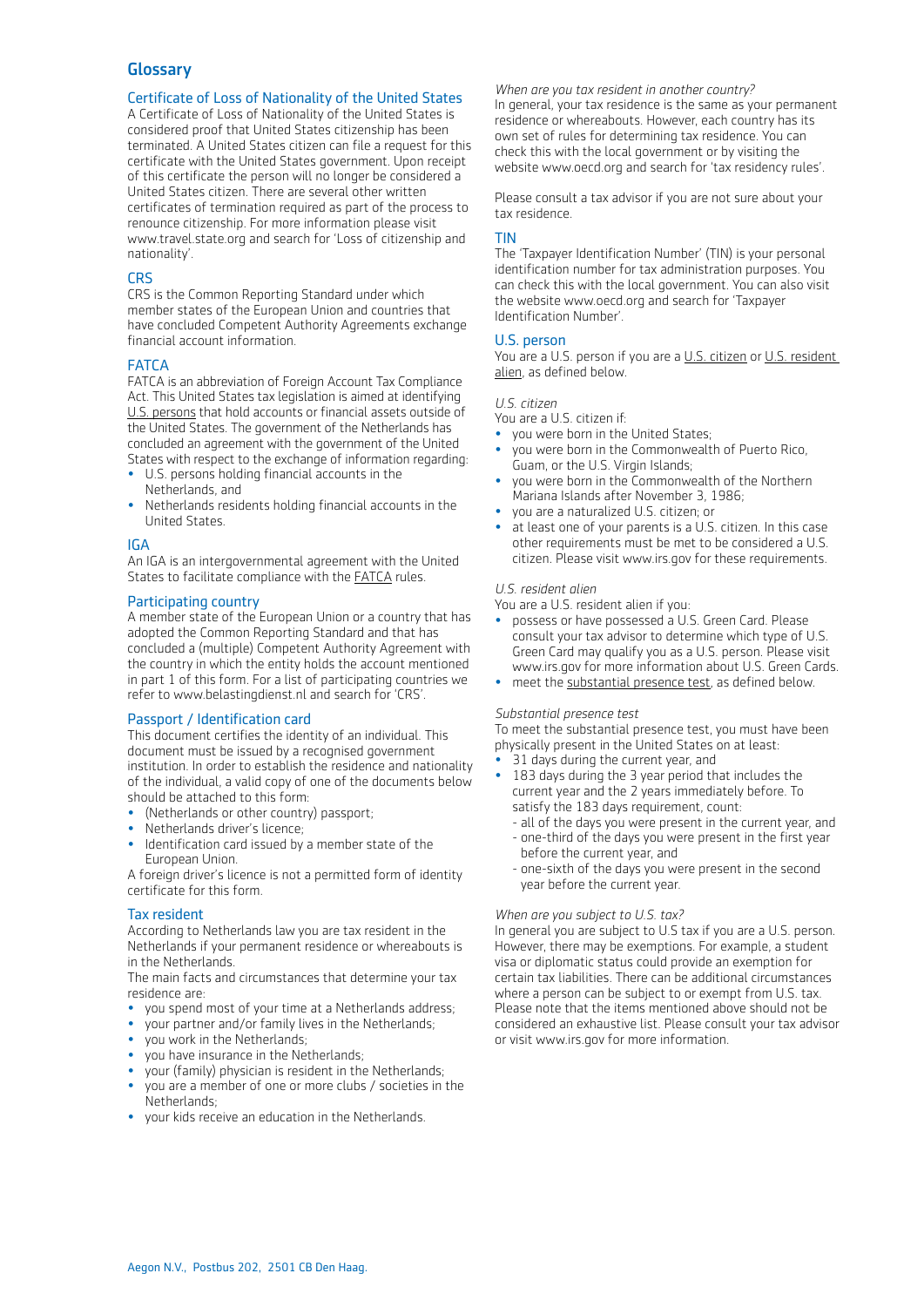# Glossary

## Certificate of Loss of Nationality of the United States

A Certificate of Loss of Nationality of the United States is considered proof that United States citizenship has been terminated. A United States citizen can file a request for this certificate with the United States government. Upon receipt of this certificate the person will no longer be considered a United States citizen. There are several other written certificates of termination required as part of the process to renounce citizenship. For more information please visit www.travel.state.org and search for 'Loss of citizenship and nationality'.

## CRS

CRS is the Common Reporting Standard under which member states of the European Union and countries that have concluded Competent Authority Agreements exchange financial account information.

## FATCA

FATCA is an abbreviation of Foreign Account Tax Compliance Act. This United States tax legislation is aimed at identifying U.S. persons that hold accounts or financial assets outside of the United States. The government of the Netherlands has concluded an agreement with the government of the United States with respect to the exchange of information regarding:

- U.S. persons holding financial accounts in the Netherlands, and
- Netherlands residents holding financial accounts in the United States.

## IGA

An IGA is an intergovernmental agreement with the United States to facilitate compliance with the FATCA rules.

## Participating country

A member state of the European Union or a country that has adopted the Common Reporting Standard and that has concluded a (multiple) Competent Authority Agreement with the country in which the entity holds the account mentioned in part 1 of this form. For a list of participating countries we refer to www.belastingdienst.nl and search for 'CRS'.

## Passport / Identification card

This document certifies the identity of an individual. This document must be issued by a recognised government institution. In order to establish the residence and nationality of the individual, a valid copy of one of the documents below should be attached to this form:

- (Netherlands or other country) passport;
- Netherlands driver's licence;
- Identification card issued by a member state of the European Union.

A foreign driver's licence is not a permitted form of identity certificate for this form.

## Tax resident

According to Netherlands law you are tax resident in the Netherlands if your permanent residence or whereabouts is in the Netherlands.
The main facts and circumstances that determine your tax residence are:

- you spend most of your time at a Netherlands address;
- your partner and/or family lives in the Netherlands;
- you work in the Netherlands;
- you have insurance in the Netherlands;
- your (family) physician is resident in the Netherlands;
- you are a member of one or more clubs / societies in the Netherlands;
- your kids receive an education in the Netherlands.

*When are you tax resident in another country?*
In general, your tax residence is the same as your permanent residence or whereabouts. However, each country has its own set of rules for determining tax residence. You can check this with the local government or by visiting the website www.oecd.org and search for 'tax residency rules'.

Please consult a tax advisor if you are not sure about your tax residence.

## TIN

The 'Taxpayer Identification Number' (TIN) is your personal identification number for tax administration purposes. You can check this with the local government. You can also visit the website www.oecd.org and search for 'Taxpayer Identification Number'.

## U.S. person

You are a U.S. person if you are a U.S. citizen or U.S. resident alien, as defined below.

*U.S. citizen*
You are a U.S. citizen if:

- you were born in the United States;
- you were born in the Commonwealth of Puerto Rico, Guam, or the U.S. Virgin Islands;
- you were born in the Commonwealth of the Northern Mariana Islands after November 3, 1986;
- you are a naturalized U.S. citizen; or
- at least one of your parents is a U.S. citizen. In this case other requirements must be met to be considered a U.S. citizen. Please visit www.irs.gov for these requirements.

*U.S. resident alien*
You are a U.S. resident alien if you:

- possess or have possessed a U.S. Green Card. Please consult your tax advisor to determine which type of U.S. Green Card may qualify you as a U.S. person. Please visit www.irs.gov for more information about U.S. Green Cards.
- meet the substantial presence test, as defined below.

*Substantial presence test*
To meet the substantial presence test, you must have been physically present in the United States on at least:

- 31 days during the current year, and
- 183 days during the 3 year period that includes the current year and the 2 years immediately before. To satisfy the 183 days requirement, count:
  - all of the days you were present in the current year, and
  - one-third of the days you were present in the first year before the current year, and
  - one-sixth of the days you were present in the second year before the current year.

*When are you subject to U.S. tax?*
In general you are subject to U.S tax if you are a U.S. person. However, there may be exemptions. For example, a student visa or diplomatic status could provide an exemption for certain tax liabilities. There can be additional circumstances where a person can be subject to or exempt from U.S. tax. Please note that the items mentioned above should not be considered an exhaustive list. Please consult your tax advisor or visit www.irs.gov for more information.

Aegon N.V., Postbus 202, 2501 CB Den Haag.